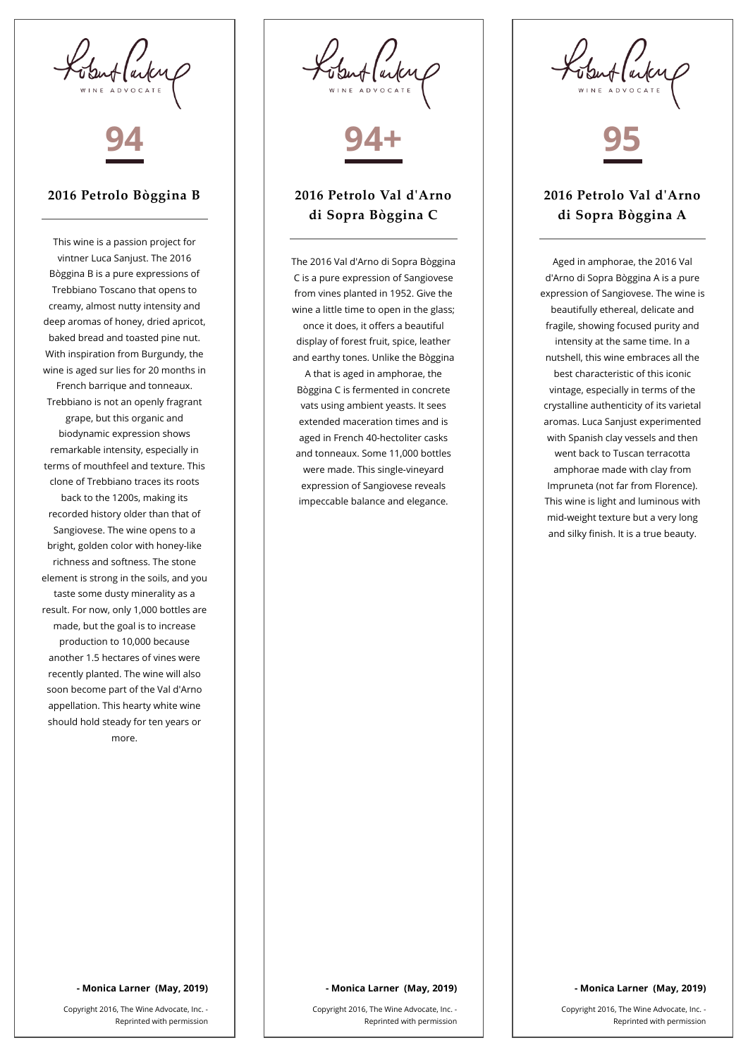Robert Parker WINE ADVOCATE

94

## 2016 Petrolo Bòggina B

This wine is a passion project for vintner Luca Sanjust. The 2016 Bòggina B is a pure expressions of Trebbiano Toscano that opens to creamy, almost nutty intensity and deep aromas of honey, dried apricot, baked bread and toasted pine nut. With inspiration from Burgundy, the wine is aged sur lies for 20 months in French barrique and tonneaux. Trebbiano is not an openly fragrant grape, but this organic and biodynamic expression shows remarkable intensity, especially in terms of mouthfeel and texture. This clone of Trebbiano traces its roots back to the 1200s, making its recorded history older than that of Sangiovese. The wine opens to a bright, golden color with honey-like richness and softness. The stone element is strong in the soils, and you taste some dusty minerality as a result. For now, only 1,000 bottles are made, but the goal is to increase production to 10,000 because another 1.5 hectares of vines were recently planted. The wine will also soon become part of the Val d'Arno appellation. This hearty white wine should hold steady for ten years or more.

**- Monica Larner (May, 2019)**

Copyright 2016, The Wine Advocate, Inc. - Reprinted with permission

Robert Parker WINE ADVOCATE

94+

## 2016 Petrolo Val d'Arno di Sopra Bòggina C

The 2016 Val d'Arno di Sopra Bòggina C is a pure expression of Sangiovese from vines planted in 1952. Give the wine a little time to open in the glass; once it does, it offers a beautiful display of forest fruit, spice, leather and earthy tones. Unlike the Bòggina A that is aged in amphorae, the Bòggina C is fermented in concrete vats using ambient yeasts. It sees extended maceration times and is aged in French 40-hectoliter casks and tonneaux. Some 11,000 bottles were made. This single-vineyard expression of Sangiovese reveals impeccable balance and elegance.

**- Monica Larner (May, 2019)**

Copyright 2016, The Wine Advocate, Inc. - Reprinted with permission

Robert Parker WINE ADVOCATE

95

## 2016 Petrolo Val d'Arno di Sopra Bòggina A

Aged in amphorae, the 2016 Val d'Arno di Sopra Bòggina A is a pure expression of Sangiovese. The wine is beautifully ethereal, delicate and fragile, showing focused purity and intensity at the same time. In a nutshell, this wine embraces all the best characteristic of this iconic vintage, especially in terms of the crystalline authenticity of its varietal aromas. Luca Sanjust experimented with Spanish clay vessels and then went back to Tuscan terracotta amphorae made with clay from Impruneta (not far from Florence). This wine is light and luminous with mid-weight texture but a very long and silky finish. It is a true beauty.

**- Monica Larner (May, 2019)**

Copyright 2016, The Wine Advocate, Inc. - Reprinted with permission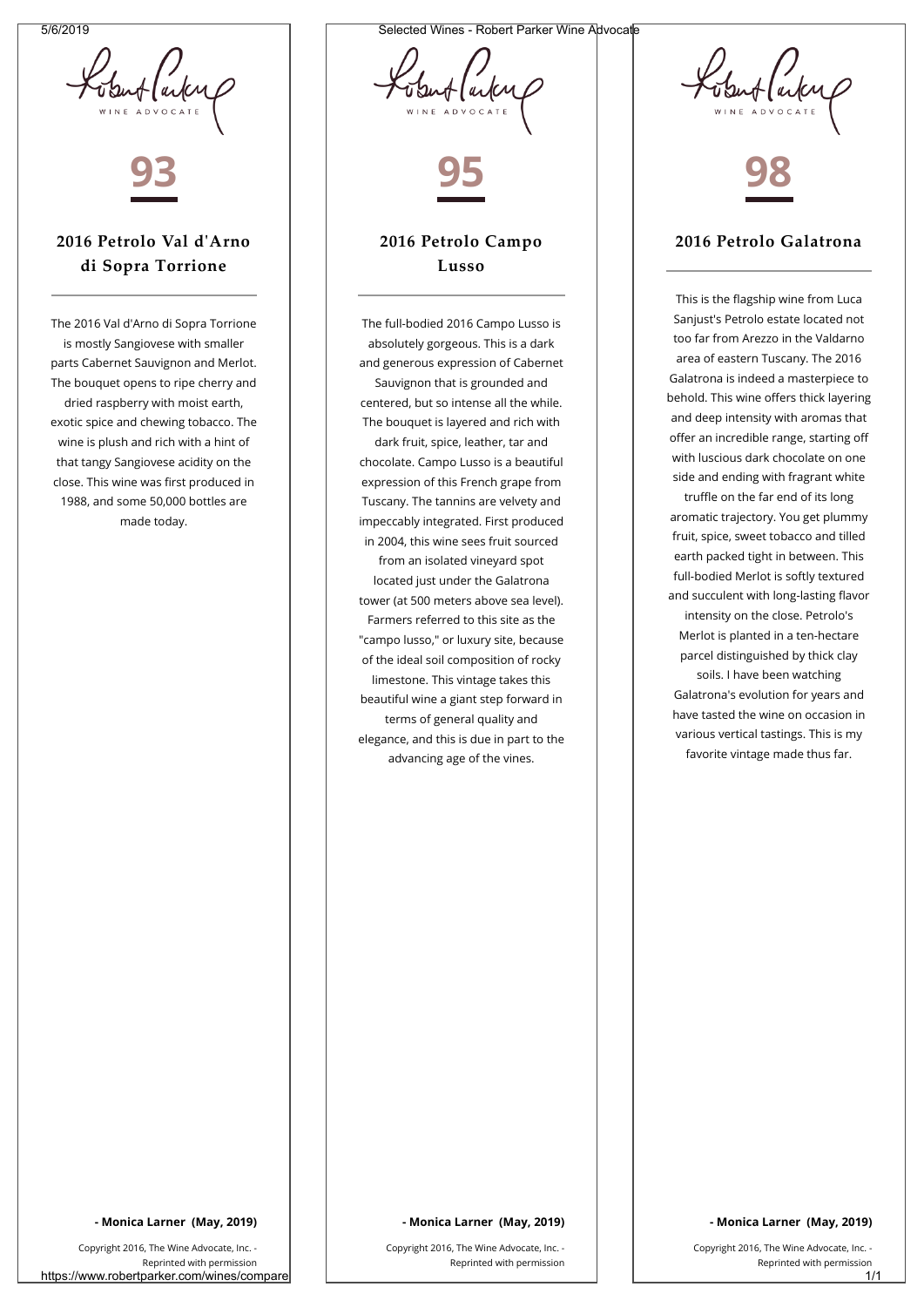Robert Parker WINE ADVOCATE

**93**

## 2016 Petrolo Val d'Arno di Sopra Torrione

The 2016 Val d'Arno di Sopra Torrione is mostly Sangiovese with smaller parts Cabernet Sauvignon and Merlot. The bouquet opens to ripe cherry and dried raspberry with moist earth, exotic spice and chewing tobacco. The wine is plush and rich with a hint of that tangy Sangiovese acidity on the close. This wine was first produced in 1988, and some 50,000 bottles are made today.

**- Monica Larner (May, 2019)**

Copyright 2016, The Wine Advocate, Inc. - Reprinted with permission

Robert Parker WINE ADVOCATE

**95**

## 2016 Petrolo Campo Lusso

The full-bodied 2016 Campo Lusso is absolutely gorgeous. This is a dark and generous expression of Cabernet Sauvignon that is grounded and centered, but so intense all the while. The bouquet is layered and rich with dark fruit, spice, leather, tar and chocolate. Campo Lusso is a beautiful expression of this French grape from Tuscany. The tannins are velvety and impeccably integrated. First produced in 2004, this wine sees fruit sourced from an isolated vineyard spot located just under the Galatrona tower (at 500 meters above sea level). Farmers referred to this site as the "campo lusso," or luxury site, because of the ideal soil composition of rocky limestone. This vintage takes this beautiful wine a giant step forward in terms of general quality and elegance, and this is due in part to the advancing age of the vines.

**- Monica Larner (May, 2019)**

Copyright 2016, The Wine Advocate, Inc. - Reprinted with permission

Robert Parker WINE ADVOCATE

**98**

## 2016 Petrolo Galatrona

This is the flagship wine from Luca Sanjust's Petrolo estate located not too far from Arezzo in the Valdarno area of eastern Tuscany. The 2016 Galatrona is indeed a masterpiece to behold. This wine offers thick layering and deep intensity with aromas that offer an incredible range, starting off with luscious dark chocolate on one side and ending with fragrant white truffle on the far end of its long aromatic trajectory. You get plummy fruit, spice, sweet tobacco and tilled earth packed tight in between. This full-bodied Merlot is softly textured and succulent with long-lasting flavor intensity on the close. Petrolo's Merlot is planted in a ten-hectare parcel distinguished by thick clay soils. I have been watching Galatrona's evolution for years and have tasted the wine on occasion in various vertical tastings. This is my favorite vintage made thus far.

**- Monica Larner (May, 2019)**

Copyright 2016, The Wine Advocate, Inc. - Reprinted with permission